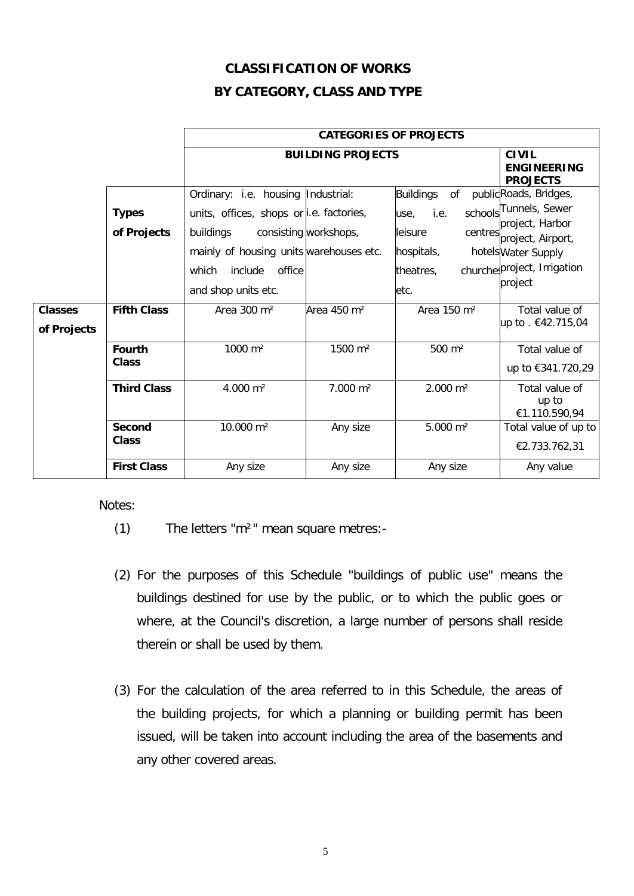## CLASSIFICATION OF WORKS

## BY CATEGORY, CLASS AND TYPE

| | | CATEGORIES OF PROJECTS | | | |
|---|---|---|---|---|---|
| | | BUILDING PROJECTS | | | CIVIL ENGINEERING PROJECTS |
| | **Types of Projects** | Ordinary: i.e. housing units, offices, shops or buildings consisting mainly of housing units which include office and shop units etc. | Industrial: i.e. factories, workshops, warehouses etc. | Buildings of public use, i.e. schools leisure centres hospitals, hotels theatres, churches etc. | Roads, Bridges, Tunnels, Sewer project, Harbor project, Airport, Water Supply project, Irrigation project |
| **Classes of Projects** | **Fifth Class** | Area 300 m² | Area 450 m² | Area 150 m² | Total value of up to . €42.715,04 |
| | **Fourth Class** | 1000 m² | 1500 m² | 500 m² | Total value of up to €341.720,29 |
| | **Third Class** | 4.000 m² | 7.000 m² | 2.000 m² | Total value of up to €1.110.590,94 |
| | **Second Class** | 10.000 m² | Any size | 5.000 m² | Total value of up to €2.733.762,31 |
| | **First Class** | Any size | Any size | Any size | Any value |

Notes:

(1) The letters "m²" mean square metres:-

(2) For the purposes of this Schedule "buildings of public use" means the buildings destined for use by the public, or to which the public goes or where, at the Council's discretion, a large number of persons shall reside therein or shall be used by them.

(3) For the calculation of the area referred to in this Schedule, the areas of the building projects, for which a planning or building permit has been issued, will be taken into account including the area of the basements and any other covered areas.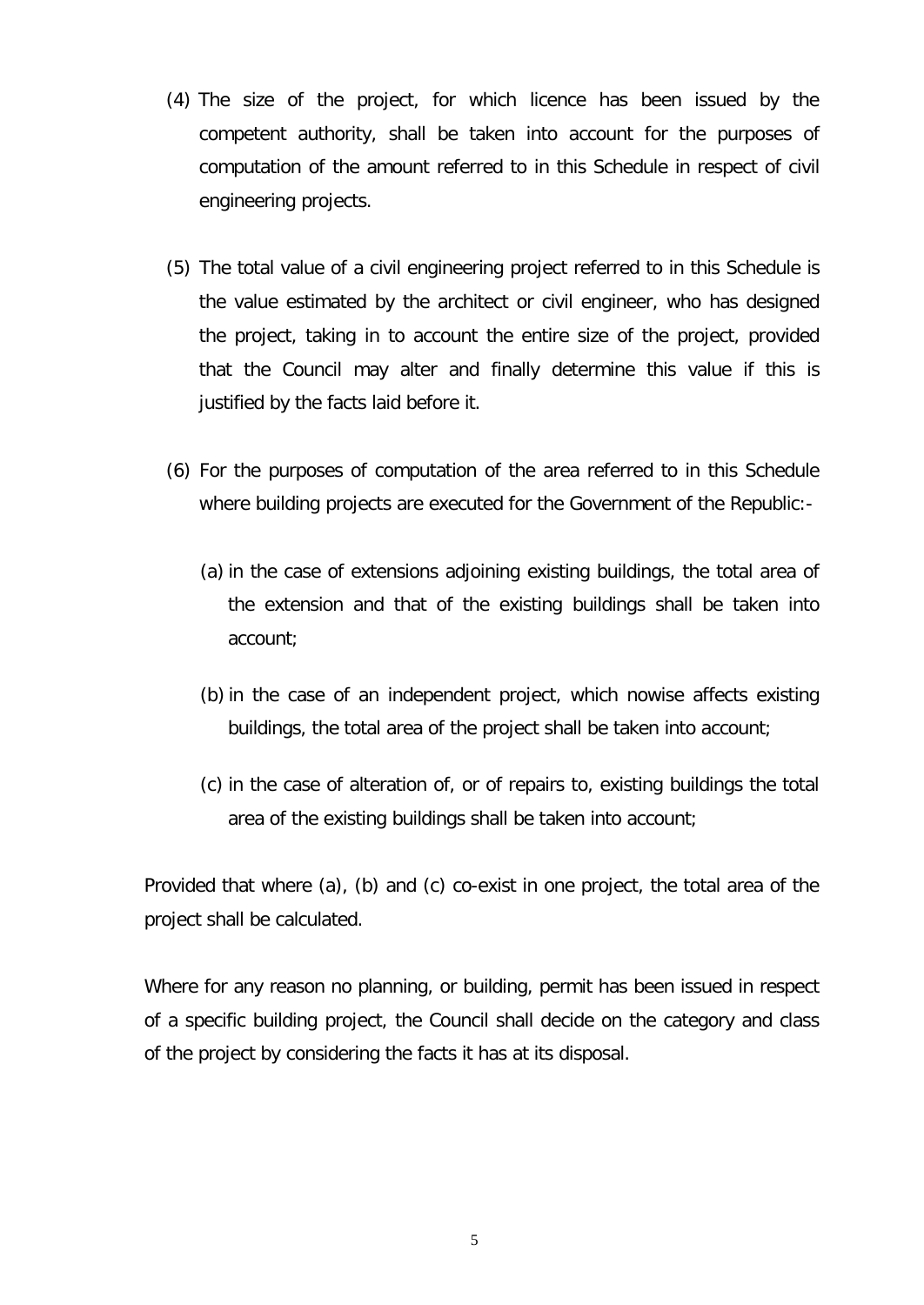(4) The size of the project, for which licence has been issued by the competent authority, shall be taken into account for the purposes of computation of the amount referred to in this Schedule in respect of civil engineering projects.

(5) The total value of a civil engineering project referred to in this Schedule is the value estimated by the architect or civil engineer, who has designed the project, taking in to account the entire size of the project, provided that the Council may alter and finally determine this value if this is justified by the facts laid before it.

(6) For the purposes of computation of the area referred to in this Schedule where building projects are executed for the Government of the Republic:-

(a) in the case of extensions adjoining existing buildings, the total area of the extension and that of the existing buildings shall be taken into account;

(b) in the case of an independent project, which nowise affects existing buildings, the total area of the project shall be taken into account;

(c) in the case of alteration of, or of repairs to, existing buildings the total area of the existing buildings shall be taken into account;

Provided that where (a), (b) and (c) co-exist in one project, the total area of the project shall be calculated.

Where for any reason no planning, or building, permit has been issued in respect of a specific building project, the Council shall decide on the category and class of the project by considering the facts it has at its disposal.